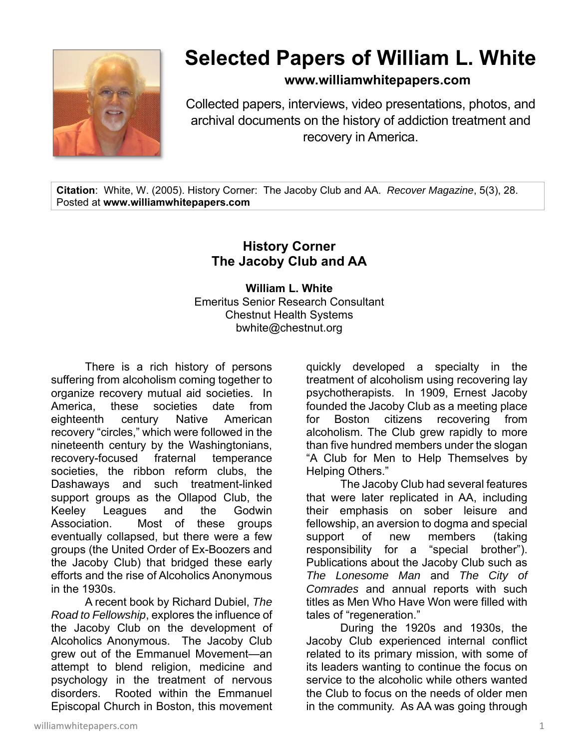# Selected Papers of William L. White

**www.williamwhitepapers.com**

Collected papers, interviews, video presentations, photos, and archival documents on the history of addiction treatment and recovery in America.

**Citation**: White, W. (2005). History Corner: The Jacoby Club and AA. *Recover Magazine*, 5(3), 28. Posted at **www.williamwhitepapers.com**

## History Corner
## The Jacoby Club and AA

**William L. White**
Emeritus Senior Research Consultant
Chestnut Health Systems
bwhite@chestnut.org

There is a rich history of persons suffering from alcoholism coming together to organize recovery mutual aid societies. In America, these societies date from eighteenth century Native American recovery "circles," which were followed in the nineteenth century by the Washingtonians, recovery-focused fraternal temperance societies, the ribbon reform clubs, the Dashaways and such treatment-linked support groups as the Ollapod Club, the Keeley Leagues and the Godwin Association. Most of these groups eventually collapsed, but there were a few groups (the United Order of Ex-Boozers and the Jacoby Club) that bridged these early efforts and the rise of Alcoholics Anonymous in the 1930s.

A recent book by Richard Dubiel, *The Road to Fellowship*, explores the influence of the Jacoby Club on the development of Alcoholics Anonymous. The Jacoby Club grew out of the Emmanuel Movement—an attempt to blend religion, medicine and psychology in the treatment of nervous disorders. Rooted within the Emmanuel Episcopal Church in Boston, this movement quickly developed a specialty in the treatment of alcoholism using recovering lay psychotherapists. In 1909, Ernest Jacoby founded the Jacoby Club as a meeting place for Boston citizens recovering from alcoholism. The Club grew rapidly to more than five hundred members under the slogan "A Club for Men to Help Themselves by Helping Others."

The Jacoby Club had several features that were later replicated in AA, including their emphasis on sober leisure and fellowship, an aversion to dogma and special support of new members (taking responsibility for a "special brother"). Publications about the Jacoby Club such as *The Lonesome Man* and *The City of Comrades* and annual reports with such titles as Men Who Have Won were filled with tales of "regeneration."

During the 1920s and 1930s, the Jacoby Club experienced internal conflict related to its primary mission, with some of its leaders wanting to continue the focus on service to the alcoholic while others wanted the Club to focus on the needs of older men in the community. As AA was going through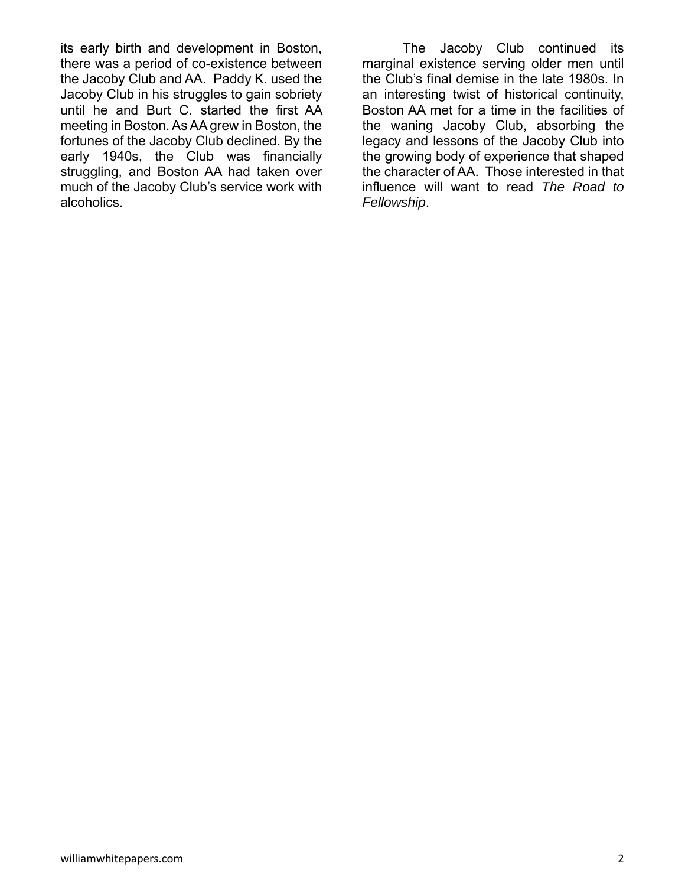its early birth and development in Boston, there was a period of co-existence between the Jacoby Club and AA. Paddy K. used the Jacoby Club in his struggles to gain sobriety until he and Burt C. started the first AA meeting in Boston. As AA grew in Boston, the fortunes of the Jacoby Club declined. By the early 1940s, the Club was financially struggling, and Boston AA had taken over much of the Jacoby Club's service work with alcoholics.

The Jacoby Club continued its marginal existence serving older men until the Club's final demise in the late 1980s. In an interesting twist of historical continuity, Boston AA met for a time in the facilities of the waning Jacoby Club, absorbing the legacy and lessons of the Jacoby Club into the growing body of experience that shaped the character of AA. Those interested in that influence will want to read *The Road to Fellowship*.